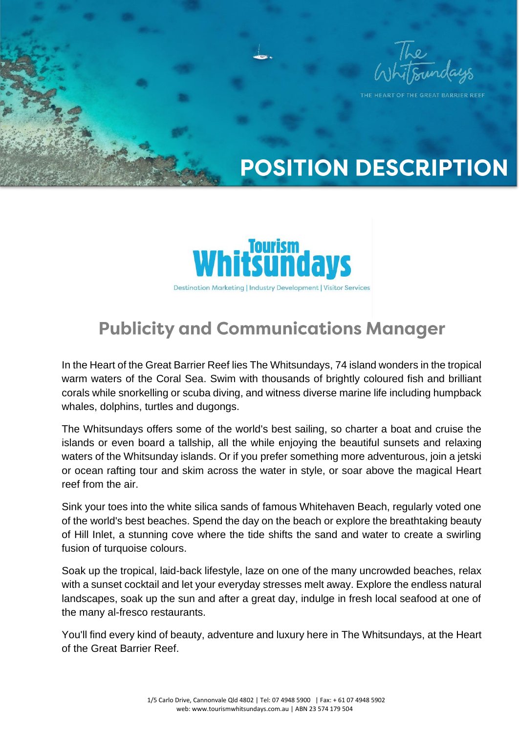The Whitsundays

THE HEART OF THE GREAT BARRIER REEF

# POSITION DESCRIPTION

Tourism Whitsundays

Destination Marketing | Industry Development | Visitor Services

## Publicity and Communications Manager

In the Heart of the Great Barrier Reef lies The Whitsundays, 74 island wonders in the tropical warm waters of the Coral Sea. Swim with thousands of brightly coloured fish and brilliant corals while snorkelling or scuba diving, and witness diverse marine life including humpback whales, dolphins, turtles and dugongs.

The Whitsundays offers some of the world's best sailing, so charter a boat and cruise the islands or even board a tallship, all the while enjoying the beautiful sunsets and relaxing waters of the Whitsunday islands. Or if you prefer something more adventurous, join a jetski or ocean rafting tour and skim across the water in style, or soar above the magical Heart reef from the air.

Sink your toes into the white silica sands of famous Whitehaven Beach, regularly voted one of the world's best beaches. Spend the day on the beach or explore the breathtaking beauty of Hill Inlet, a stunning cove where the tide shifts the sand and water to create a swirling fusion of turquoise colours.

Soak up the tropical, laid-back lifestyle, laze on one of the many uncrowded beaches, relax with a sunset cocktail and let your everyday stresses melt away. Explore the endless natural landscapes, soak up the sun and after a great day, indulge in fresh local seafood at one of the many al-fresco restaurants.

You'll find every kind of beauty, adventure and luxury here in The Whitsundays, at the Heart of the Great Barrier Reef.

1/5 Carlo Drive, Cannonvale Qld 4802 | Tel: 07 4948 5900 | Fax: + 61 07 4948 5902
web: www.tourismwhitsundays.com.au | ABN 23 574 179 504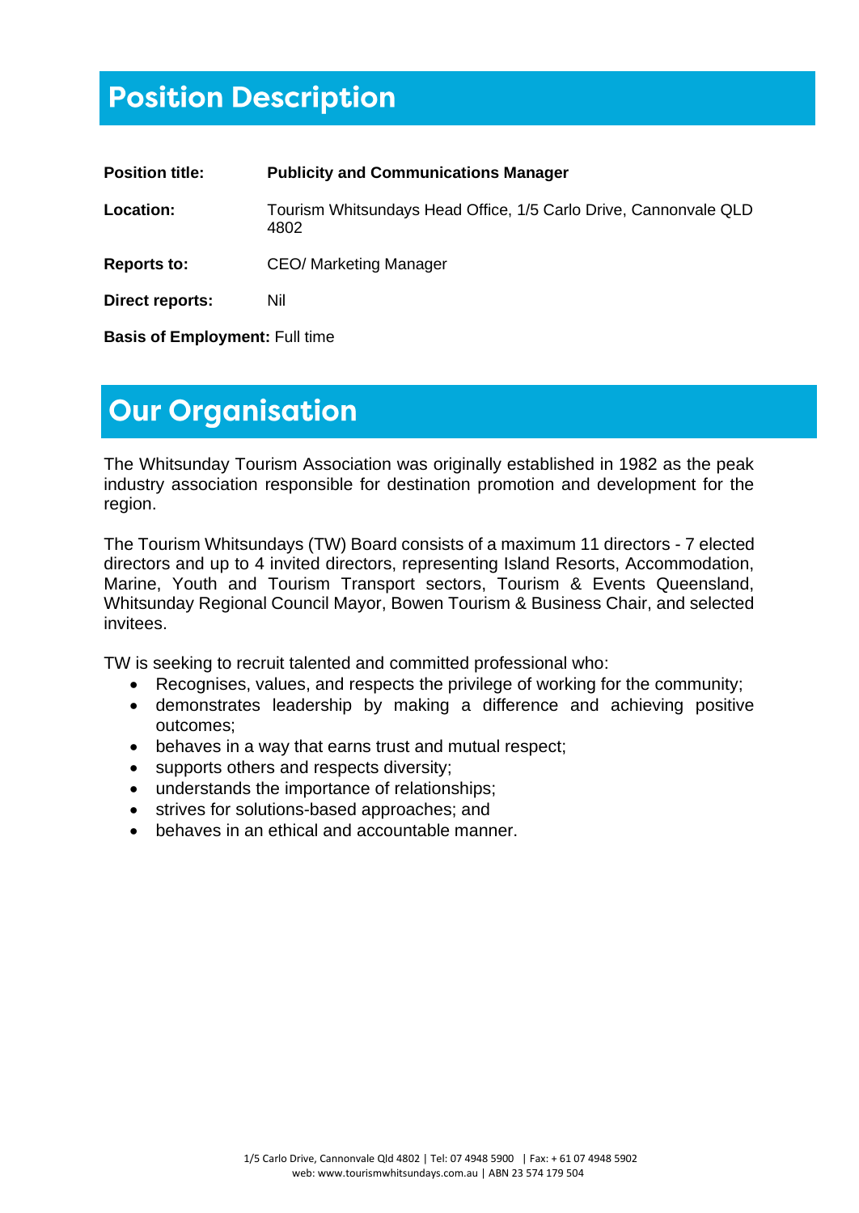# Position Description

**Position title:** **Publicity and Communications Manager**

**Location:** Tourism Whitsundays Head Office, 1/5 Carlo Drive, Cannonvale QLD 4802

**Reports to:** CEO/ Marketing Manager

**Direct reports:** Nil

**Basis of Employment:** Full time

# Our Organisation

The Whitsunday Tourism Association was originally established in 1982 as the peak industry association responsible for destination promotion and development for the region.

The Tourism Whitsundays (TW) Board consists of a maximum 11 directors - 7 elected directors and up to 4 invited directors, representing Island Resorts, Accommodation, Marine, Youth and Tourism Transport sectors, Tourism & Events Queensland, Whitsunday Regional Council Mayor, Bowen Tourism & Business Chair, and selected invitees.

TW is seeking to recruit talented and committed professional who:

- Recognises, values, and respects the privilege of working for the community;
- demonstrates leadership by making a difference and achieving positive outcomes;
- behaves in a way that earns trust and mutual respect;
- supports others and respects diversity;
- understands the importance of relationships;
- strives for solutions-based approaches; and
- behaves in an ethical and accountable manner.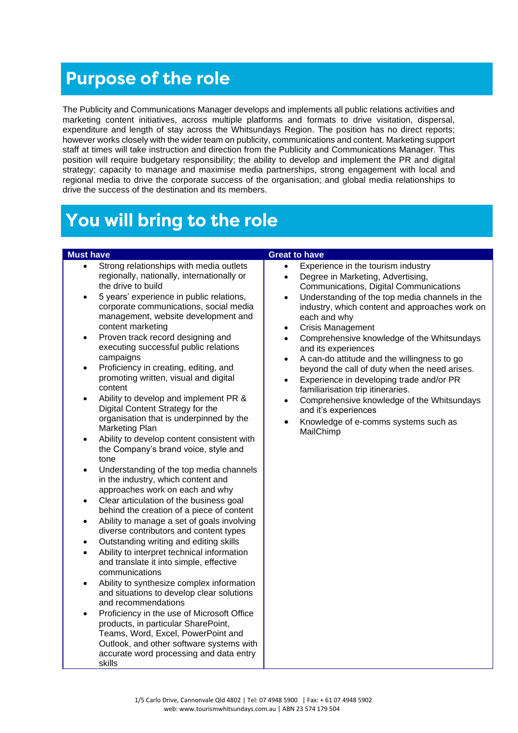# Purpose of the role

The Publicity and Communications Manager develops and implements all public relations activities and marketing content initiatives, across multiple platforms and formats to drive visitation, dispersal, expenditure and length of stay across the Whitsundays Region. The position has no direct reports; however works closely with the wider team on publicity, communications and content. Marketing support staff at times will take instruction and direction from the Publicity and Communications Manager. This position will require budgetary responsibility; the ability to develop and implement the PR and digital strategy; capacity to manage and maximise media partnerships, strong engagement with local and regional media to drive the corporate success of the organisation; and global media relationships to drive the success of the destination and its members.

# You will bring to the role

| Must have | Great to have |
| --- | --- |
| • Strong relationships with media outlets regionally, nationally, internationally or the drive to build<br>• 5 years' experience in public relations, corporate communications, social media management, website development and content marketing<br>• Proven track record designing and executing successful public relations campaigns<br>• Proficiency in creating, editing, and promoting written, visual and digital content<br>• Ability to develop and implement PR & Digital Content Strategy for the organisation that is underpinned by the Marketing Plan<br>• Ability to develop content consistent with the Company's brand voice, style and tone<br>• Understanding of the top media channels in the industry, which content and approaches work on each and why<br>• Clear articulation of the business goal behind the creation of a piece of content<br>• Ability to manage a set of goals involving diverse contributors and content types<br>• Outstanding writing and editing skills<br>• Ability to interpret technical information and translate it into simple, effective communications<br>• Ability to synthesize complex information and situations to develop clear solutions and recommendations<br>• Proficiency in the use of Microsoft Office products, in particular SharePoint, Teams, Word, Excel, PowerPoint and Outlook, and other software systems with accurate word processing and data entry skills | • Experience in the tourism industry<br>• Degree in Marketing, Advertising, Communications, Digital Communications<br>• Understanding of the top media channels in the industry, which content and approaches work on each and why<br>• Crisis Management<br>• Comprehensive knowledge of the Whitsundays and its experiences<br>• A can-do attitude and the willingness to go beyond the call of duty when the need arises.<br>• Experience in developing trade and/or PR familiarisation trip itineraries.<br>• Comprehensive knowledge of the Whitsundays and it's experiences<br>• Knowledge of e-comms systems such as MailChimp |

1/5 Carlo Drive, Cannonvale Qld 4802 | Tel: 07 4948 5900 | Fax: + 61 07 4948 5902
web: www.tourismwhitsundays.com.au | ABN 23 574 179 504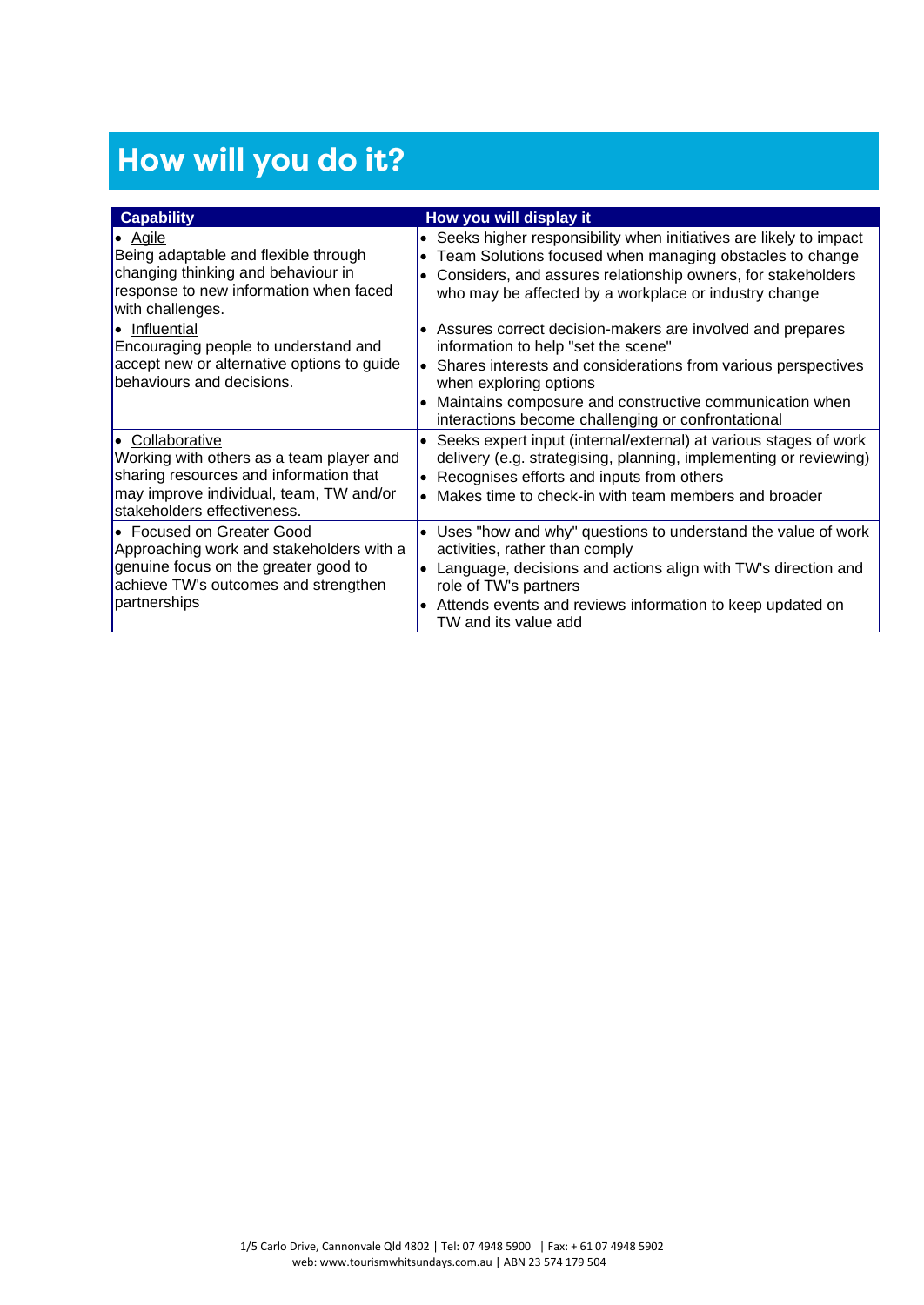# How will you do it?

| Capability | How you will display it |
|---|---|
| • Agile<br>Being adaptable and flexible through changing thinking and behaviour in response to new information when faced with challenges. | • Seeks higher responsibility when initiatives are likely to impact<br>• Team Solutions focused when managing obstacles to change<br>• Considers, and assures relationship owners, for stakeholders who may be affected by a workplace or industry change |
| • Influential<br>Encouraging people to understand and accept new or alternative options to guide behaviours and decisions. | • Assures correct decision-makers are involved and prepares information to help "set the scene"<br>• Shares interests and considerations from various perspectives when exploring options<br>• Maintains composure and constructive communication when interactions become challenging or confrontational |
| • Collaborative<br>Working with others as a team player and sharing resources and information that may improve individual, team, TW and/or stakeholders effectiveness. | • Seeks expert input (internal/external) at various stages of work delivery (e.g. strategising, planning, implementing or reviewing)<br>• Recognises efforts and inputs from others<br>• Makes time to check-in with team members and broader |
| • Focused on Greater Good<br>Approaching work and stakeholders with a genuine focus on the greater good to achieve TW's outcomes and strengthen partnerships | • Uses "how and why" questions to understand the value of work activities, rather than comply<br>• Language, decisions and actions align with TW's direction and role of TW's partners<br>• Attends events and reviews information to keep updated on TW and its value add |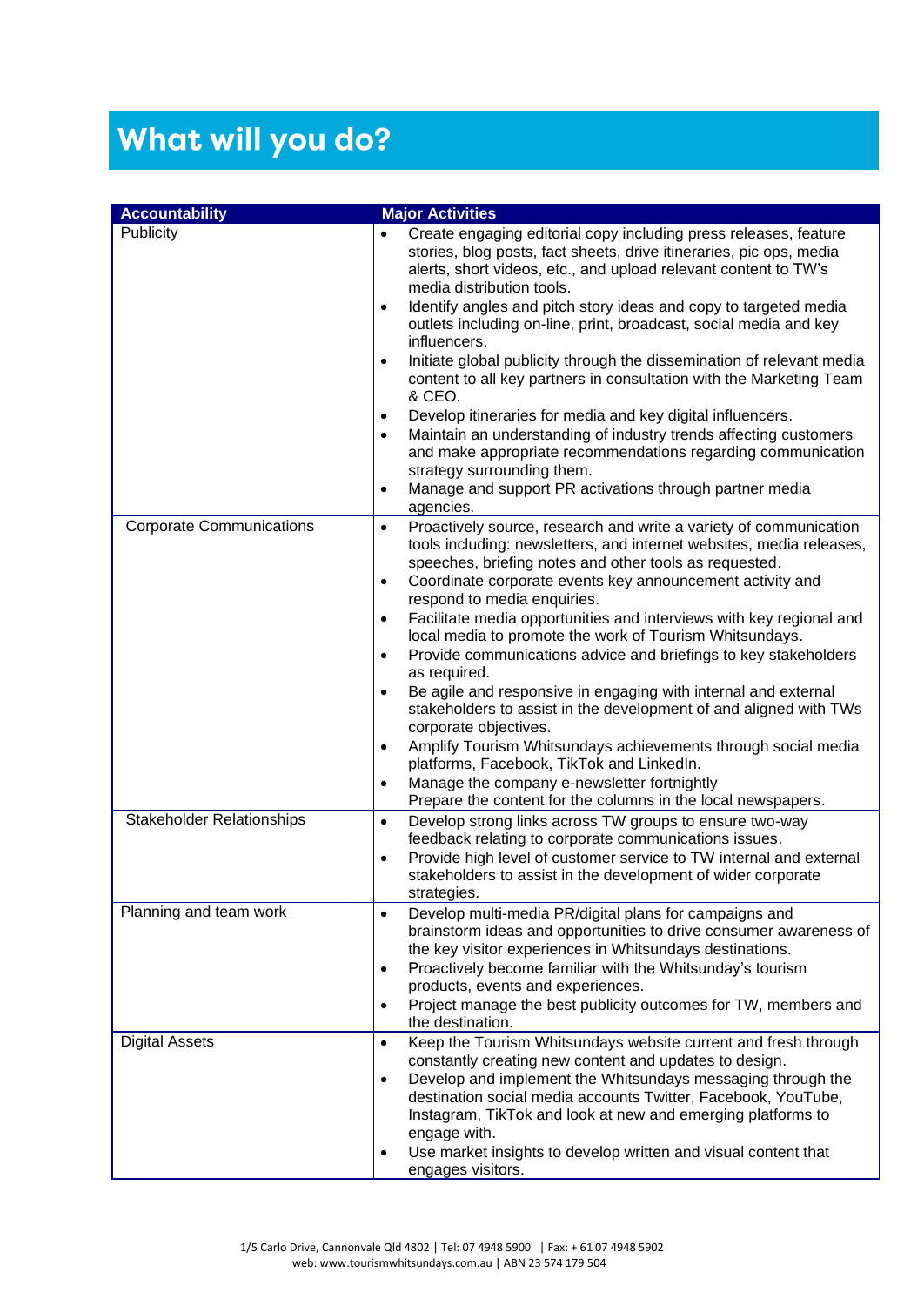# What will you do?

| Accountability | Major Activities |
|---|---|
| Publicity | • Create engaging editorial copy including press releases, feature stories, blog posts, fact sheets, drive itineraries, pic ops, media alerts, short videos, etc., and upload relevant content to TW's media distribution tools.<br>• Identify angles and pitch story ideas and copy to targeted media outlets including on-line, print, broadcast, social media and key influencers.<br>• Initiate global publicity through the dissemination of relevant media content to all key partners in consultation with the Marketing Team & CEO.<br>• Develop itineraries for media and key digital influencers.<br>• Maintain an understanding of industry trends affecting customers and make appropriate recommendations regarding communication strategy surrounding them.<br>• Manage and support PR activations through partner media agencies. |
| Corporate Communications | • Proactively source, research and write a variety of communication tools including: newsletters, and internet websites, media releases, speeches, briefing notes and other tools as requested.<br>• Coordinate corporate events key announcement activity and respond to media enquiries.<br>• Facilitate media opportunities and interviews with key regional and local media to promote the work of Tourism Whitsundays.<br>• Provide communications advice and briefings to key stakeholders as required.<br>• Be agile and responsive in engaging with internal and external stakeholders to assist in the development of and aligned with TWs corporate objectives.<br>• Amplify Tourism Whitsundays achievements through social media platforms, Facebook, TikTok and LinkedIn.<br>• Manage the company e-newsletter fortnightly<br>Prepare the content for the columns in the local newspapers. |
| Stakeholder Relationships | • Develop strong links across TW groups to ensure two-way feedback relating to corporate communications issues.<br>• Provide high level of customer service to TW internal and external stakeholders to assist in the development of wider corporate strategies. |
| Planning and team work | • Develop multi-media PR/digital plans for campaigns and brainstorm ideas and opportunities to drive consumer awareness of the key visitor experiences in Whitsundays destinations.<br>• Proactively become familiar with the Whitsunday's tourism products, events and experiences.<br>• Project manage the best publicity outcomes for TW, members and the destination. |
| Digital Assets | • Keep the Tourism Whitsundays website current and fresh through constantly creating new content and updates to design.<br>• Develop and implement the Whitsundays messaging through the destination social media accounts Twitter, Facebook, YouTube, Instagram, TikTok and look at new and emerging platforms to engage with.<br>• Use market insights to develop written and visual content that engages visitors. |

1/5 Carlo Drive, Cannonvale Qld 4802 | Tel: 07 4948 5900 | Fax: + 61 07 4948 5902
web: www.tourismwhitsundays.com.au | ABN 23 574 179 504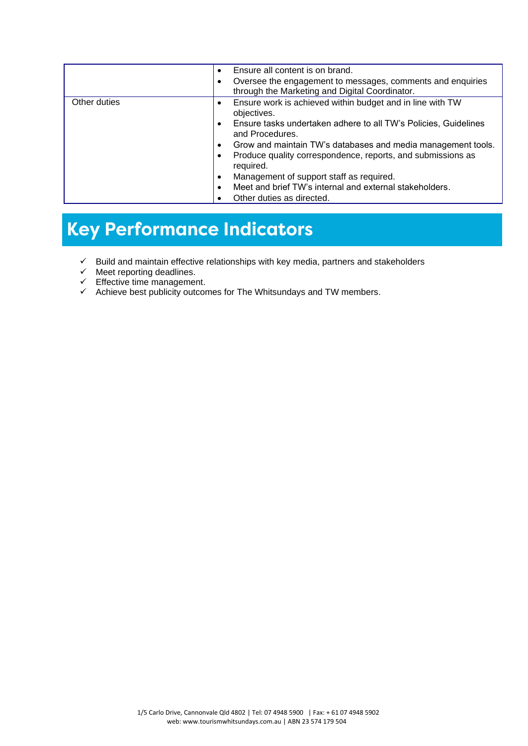| | |
|---|---|
| | • Ensure all content is on brand.<br>• Oversee the engagement to messages, comments and enquiries through the Marketing and Digital Coordinator. |
| Other duties | • Ensure work is achieved within budget and in line with TW objectives.<br>• Ensure tasks undertaken adhere to all TW's Policies, Guidelines and Procedures.<br>• Grow and maintain TW's databases and media management tools.<br>• Produce quality correspondence, reports, and submissions as required.<br>• Management of support staff as required.<br>• Meet and brief TW's internal and external stakeholders.<br>• Other duties as directed. |

# Key Performance Indicators

- ✓ Build and maintain effective relationships with key media, partners and stakeholders
- ✓ Meet reporting deadlines.
- ✓ Effective time management.
- ✓ Achieve best publicity outcomes for The Whitsundays and TW members.